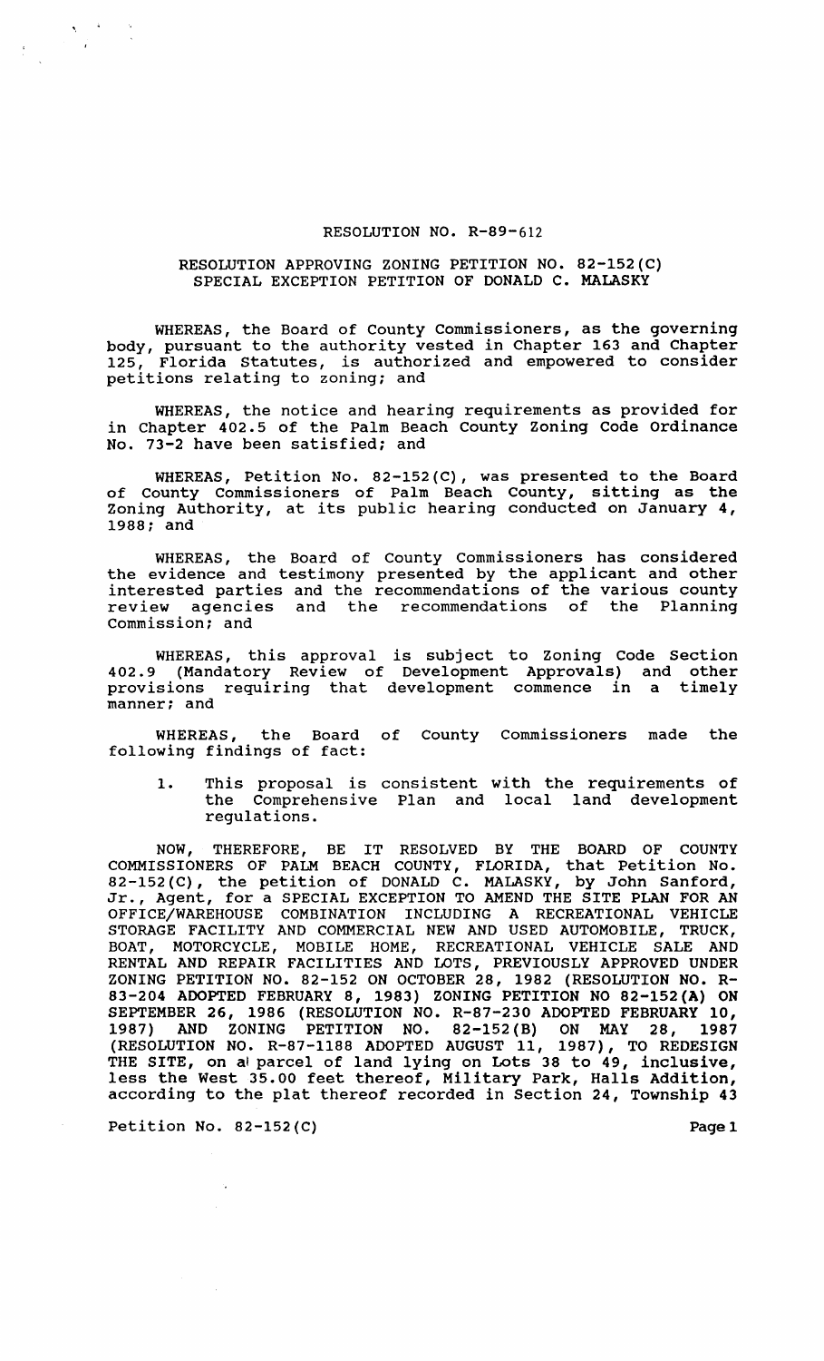# RESOLUTION NO. R-89-612

## RESOLUTION APPROVING ZONING PETITION NO. 82-152(C) SPECIAL EXCEPTION PETITION OF DONALD C. MALASKY

WHEREAS, the Board of County Commissioners, as the governing body, pursuant to the authority vested in Chapter 163 and Chapter 125, Florida Statutes, is authorized and empowered to consider petitions relating to zoning; and

WHEREAS, the notice and hearing requirements as provided for in Chapter 402.5 of the Palm Beach County Zoning Code Ordinance No. 73-2 have been satisfied; and

WHEREAS, Petition No. 82-152(C), was presented to the Board of County Commissioners of Palm Beach County, sitting as the Zoning Authority, at its public hearing conducted on January 4, 1988; and

WHEREAS, the Board of County Commissioners has considered the evidence and testimony presented by the applicant and other interested parties and the recommendations of the various county review agencies and the recommendations of the Planning Commission; and

WHEREAS, this approval is subject to Zoning Code Section 402.9 (Mandatory Review of Development Approvals) and other provisions requiring that development commence in a timely manner; and

WHEREAS, the Board of County Commissioners made the following findings of fact:

1. This proposal is consistent with the requirements of the Comprehensive Plan and local land development regulations.

NOW, THEREFORE, BE IT RESOLVED BY THE BOARD OF COUNTY COMMISSIONERS OF PALM BEACH COUNTY, FLORIDA, that Petition No. 82-152(C), the petition of DONALD C. MALASKY, by John Sanford, Jr., Agent, for a SPECIAL EXCEPTION TO AMEND THE SITE PLAN FOR AN OFFICE/WAREHOUSE COMBINATION INCLUDING A RECREATIONAL VEHICLE STORAGE FACILITY AND COMMERCIAL NEW AND USED AUTOMOBILE, TRUCK, BOAT, MOTORCYCLE, MOBILE HOME, RECREATIONAL VEHICLE SALE AND RENTAL AND REPAIR FACILITIES AND LOTS, PREVIOUSLY APPROVED UNDER ZONING PETITION NO. 82-152 ON OCTOBER 28, 1982 (RESOLUTION NO. R-83-204 ADOPTED FEBRUARY 8, 1983) ZONING PETITION NO 82-152(A) ON SEPTEMBER 26, 1986 (RESOLUTION NO. R-87-230 ADOPTED FEBRUARY 10, 1987) AND ZONING PETITION NO. 82-152(B) ON MAY 28, 1987 (RESOLUTION NO. R-87-1188 ADOPTED AUGUST 11, 1987), TO REDESIGN THE SITE, on a parcel of land lying on Lots 38 to 49, inclusive, less the West 35.00 feet thereof, Military Park, Halls Addition, according to the plat thereof recorded in Section 24, Township 43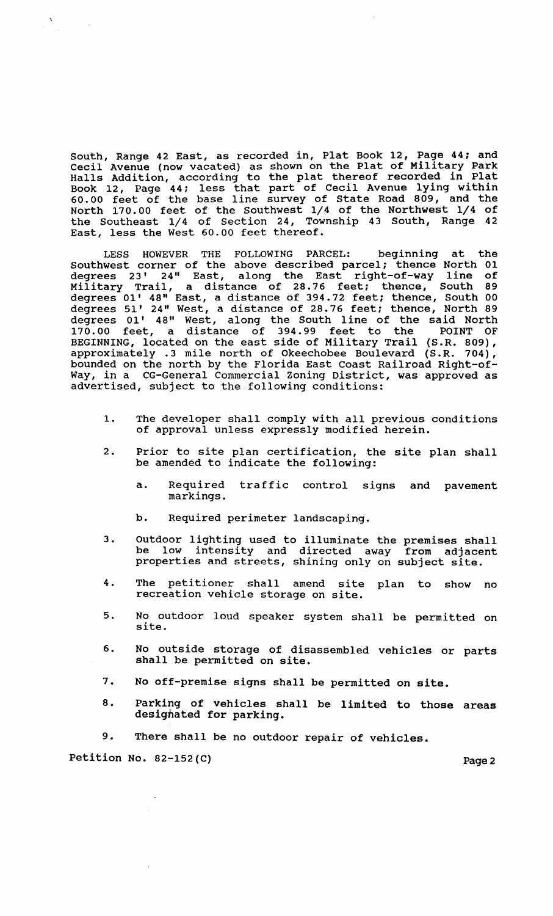South, Range 42 East, as recorded in, Plat Book 12, Page 44; and Cecil Avenue (now vacated) as shown on the Plat of Military Park Halls Addition, according to the plat thereof recorded in Plat Book 12, Page 44; less that part of Cecil Avenue lying within 60.00 feet of the base line survey of State Road 809, and the North 170.00 feet of the Southwest 1/4 of the Northwest 1/4 of the Southeast 1/4 of Section 24, Township 43 South, Range 42 East, less the West 60.00 feet thereof.

LESS HOWEVER THE FOLLOWING PARCEL: beginning at the Southwest corner of the above described parcel; thence North 01 degrees 23' 24" East, along the East right-of-way line of Military Trail, a distance of 28.76 feet; thence, South 89 degrees 01' 48" East, a distance of 394.72 feet; thence, South 00 degrees 51' 24" West, a distance of 28.76 feet; thence, North 89 degrees 01' 48" West, along the South line of the said North 170.00 feet, a distance of 394.99 feet to the POINT OF BEGINNING, located on the east side of Military Trail (S.R. 809), approximately .3 mile north of Okeechobee Boulevard (S.R. 704), bounded on the north by the Florida East Coast Railroad Right-of-Way, in a CG-General Commercial Zoning District, was approved as advertised, subject to the following conditions:

1. The developer shall comply with all previous conditions of approval unless expressly modified herein.

2. Prior to site plan certification, the site plan shall be amended to indicate the following:

   a. Required traffic control signs and pavement markings.

   b. Required perimeter landscaping.

3. Outdoor lighting used to illuminate the premises shall be low intensity and directed away from adjacent properties and streets, shining only on subject site.

4. The petitioner shall amend site plan to show no recreation vehicle storage on site.

5. No outdoor loud speaker system shall be permitted on site.

6. No outside storage of disassembled vehicles or parts shall be permitted on site.

7. No off-premise signs shall be permitted on site.

8. Parking of vehicles shall be limited to those areas desighated for parking.

9. There shall be no outdoor repair of vehicles.

Petition No. 82-152(C)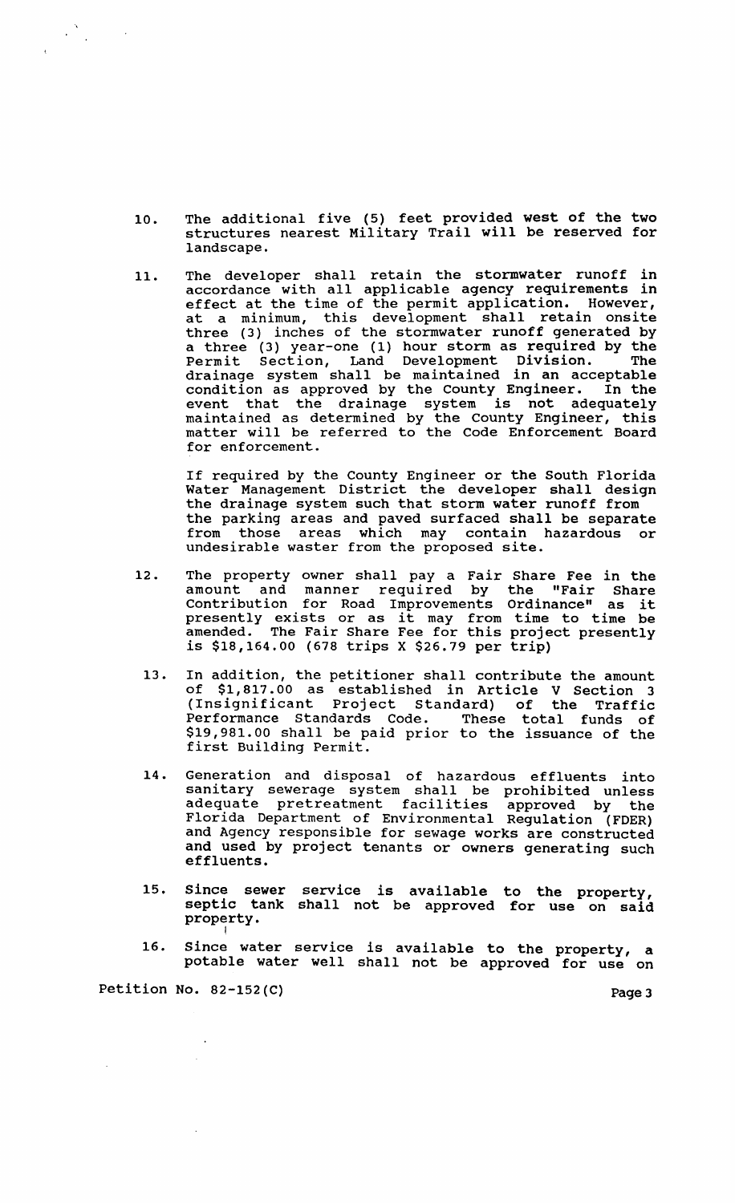10. The additional five (5) feet provided west of the two structures nearest Military Trail will be reserved for landscape.

11. The developer shall retain the stormwater runoff in accordance with all applicable agency requirements in effect at the time of the permit application. However, at a minimum, this development shall retain onsite three (3) inches of the stormwater runoff generated by a three (3) year-one (1) hour storm as required by the Permit Section, Land Development Division. The drainage system shall be maintained in an acceptable condition as approved by the County Engineer. In the event that the drainage system is not adequately maintained as determined by the County Engineer, this matter will be referred to the Code Enforcement Board for enforcement.

    If required by the County Engineer or the South Florida Water Management District the developer shall design the drainage system such that storm water runoff from the parking areas and paved surfaced shall be separate from those areas which may contain hazardous or undesirable waster from the proposed site.

12. The property owner shall pay a Fair Share Fee in the amount and manner required by the "Fair Share Contribution for Road Improvements Ordinance" as it presently exists or as it may from time to time be amended. The Fair Share Fee for this project presently is $18,164.00 (678 trips X $26.79 per trip)

13. In addition, the petitioner shall contribute the amount of $1,817.00 as established in Article V Section 3 (Insignificant Project Standard) of the Traffic Performance Standards Code. These total funds of $19,981.00 shall be paid prior to the issuance of the first Building Permit.

14. Generation and disposal of hazardous effluents into sanitary sewerage system shall be prohibited unless adequate pretreatment facilities approved by the Florida Department of Environmental Regulation (FDER) and Agency responsible for sewage works are constructed and used by project tenants or owners generating such effluents.

15. Since sewer service is available to the property, septic tank shall not be approved for use on said property.

16. Since water service is available to the property, a potable water well shall not be approved for use on

Petition No. 82-152(C)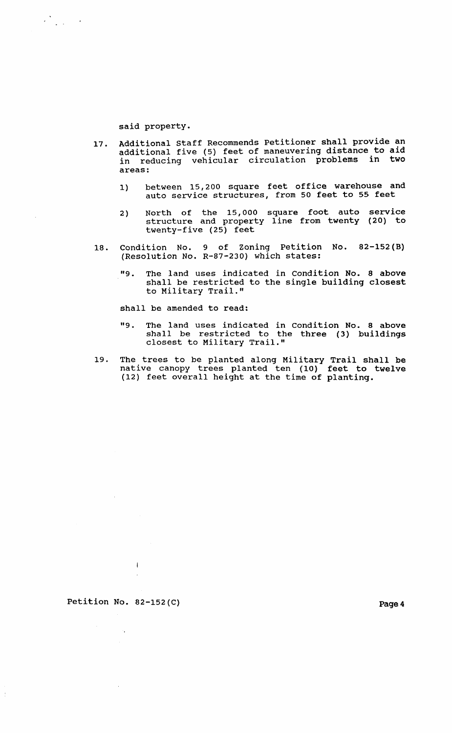said property.

17. Additional Staff Recommends Petitioner shall provide an additional five (5) feet of maneuvering distance to aid in reducing vehicular circulation problems in two areas:

    1) between 15,200 square feet office warehouse and auto service structures, from 50 feet to 55 feet

    2) North of the 15,000 square foot auto service structure and property line from twenty (20) to twenty-five (25) feet

18. Condition No. 9 of Zoning Petition No. 82-152(B) (Resolution No. R-87-230) which states:

    "9. The land uses indicated in Condition No. 8 above shall be restricted to the single building closest to Military Trail."

    shall be amended to read:

    "9. The land uses indicated in Condition No. 8 above shall be restricted to the three (3) buildings closest to Military Trail."

19. The trees to be planted along Military Trail shall be native canopy trees planted ten (10) feet to twelve (12) feet overall height at the time of planting.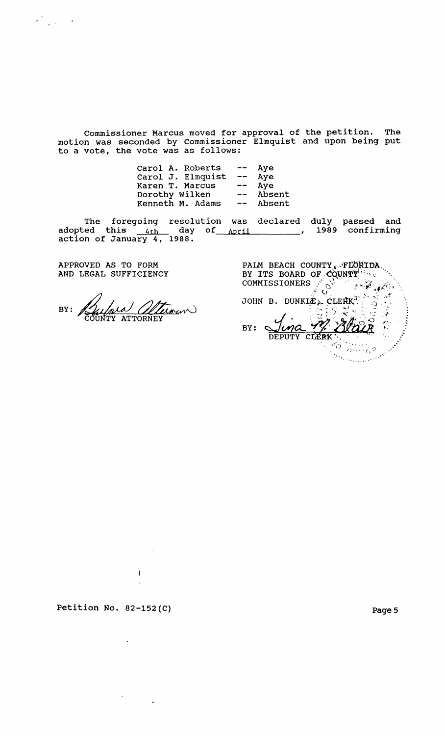Commissioner Marcus moved for approval of the petition. The motion was seconded by Commissioner Elmquist and upon being put to a vote, the vote was as follows:

| | | |
|---|---|---|
| Carol A. Roberts | -- | Aye |
| Carol J. Elmquist | -- | Aye |
| Karen T. Marcus | -- | Aye |
| Dorothy Wilken | -- | Absent |
| Kenneth M. Adams | -- | Absent |

The foregoing resolution was declared duly passed and adopted this 4th day of April, 1989 confirming action of January 4, 1988.

APPROVED AS TO FORM
AND LEGAL SUFFICIENCY

BY: Barbara Alterman
COUNTY ATTORNEY

PALM BEACH COUNTY, FLORIDA
BY ITS BOARD OF COUNTY
COMMISSIONERS

JOHN B. DUNKLE, CLERK

BY: Tina M. Blair
DEPUTY CLERK

Petition No. 82-152(C)